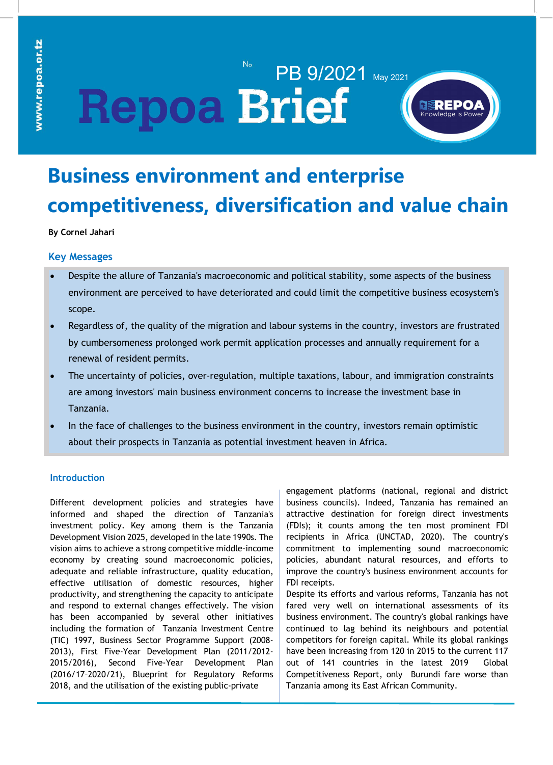Repoa Brief

No PB 9/2021 May 2021

# Business environment and enterprise competitiveness, diversification and value chain

**By Cornel Jahari**

## Key Messages

- Despite the allure of Tanzania's macroeconomic and political stability, some aspects of the business environment are perceived to have deteriorated and could limit the competitive business ecosystem's scope.
- Regardless of, the quality of the migration and labour systems in the country, investors are frustrated by cumbersomeness prolonged work permit application processes and annually requirement for a renewal of resident permits.
- The uncertainty of policies, over-regulation, multiple taxations, labour, and immigration constraints are among investors' main business environment concerns to increase the investment base in Tanzania.
- In the face of challenges to the business environment in the country, investors remain optimistic about their prospects in Tanzania as potential investment heaven in Africa.

## Introduction

Different development policies and strategies have informed and shaped the direction of Tanzania's investment policy. Key among them is the Tanzania Development Vision 2025, developed in the late 1990s. The vision aims to achieve a strong competitive middle-income economy by creating sound macroeconomic policies, adequate and reliable infrastructure, quality education, effective utilisation of domestic resources, higher productivity, and strengthening the capacity to anticipate and respond to external changes effectively. The vision has been accompanied by several other initiatives including the formation of Tanzania Investment Centre (TIC) 1997, Business Sector Programme Support (2008-2013), First Five-Year Development Plan (2011/2012-2015/2016), Second Five-Year Development Plan (2016/17–2020/21), Blueprint for Regulatory Reforms 2018, and the utilisation of the existing public-private engagement platforms (national, regional and district business councils). Indeed, Tanzania has remained an attractive destination for foreign direct investments (FDIs); it counts among the ten most prominent FDI recipients in Africa (UNCTAD, 2020). The country's commitment to implementing sound macroeconomic policies, abundant natural resources, and efforts to improve the country's business environment accounts for FDI receipts.

Despite its efforts and various reforms, Tanzania has not fared very well on international assessments of its business environment. The country's global rankings have continued to lag behind its neighbours and potential competitors for foreign capital. While its global rankings have been increasing from 120 in 2015 to the current 117 out of 141 countries in the latest 2019 Global Competitiveness Report, only Burundi fare worse than Tanzania among its East African Community.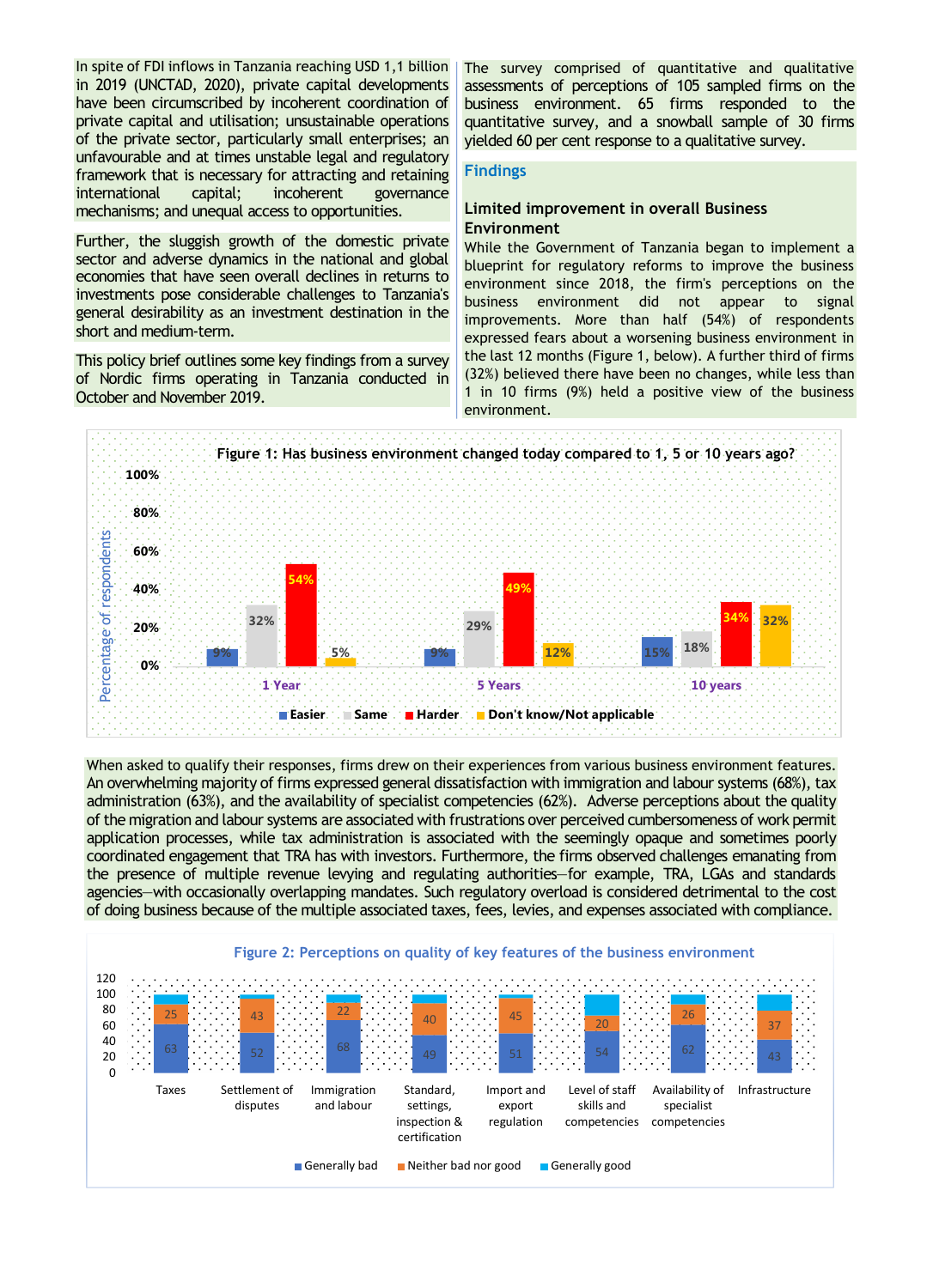In spite of FDI inflows in Tanzania reaching USD 1,1 billion in 2019 (UNCTAD, 2020), private capital developments have been circumscribed by incoherent coordination of private capital and utilisation; unsustainable operations of the private sector, particularly small enterprises; an unfavourable and at times unstable legal and regulatory framework that is necessary for attracting and retaining international capital; incoherent governance mechanisms; and unequal access to opportunities.

Further, the sluggish growth of the domestic private sector and adverse dynamics in the national and global economies that have seen overall declines in returns to investments pose considerable challenges to Tanzania's general desirability as an investment destination in the short and medium-term.

This policy brief outlines some key findings from a survey of Nordic firms operating in Tanzania conducted in October and November 2019.

The survey comprised of quantitative and qualitative assessments of perceptions of 105 sampled firms on the business environment. 65 firms responded to the quantitative survey, and a snowball sample of 30 firms yielded 60 per cent response to a qualitative survey.

## Findings

### Limited improvement in overall Business Environment

While the Government of Tanzania began to implement a blueprint for regulatory reforms to improve the business environment since 2018, the firm's perceptions on the business environment did not appear to signal improvements. More than half (54%) of respondents expressed fears about a worsening business environment in the last 12 months (Figure 1, below). A further third of firms (32%) believed there have been no changes, while less than 1 in 10 firms (9%) held a positive view of the business environment.

**Figure 1: Has business environment changed today compared to 1, 5 or 10 years ago?**

| Percentage of respondents | Easier | Same | Harder | Don't know/Not applicable |
| --- | --- | --- | --- | --- |
| 1 Year | 9% | 32% | 54% | 5% |
| 5 Years | 9% | 29% | 49% | 12% |
| 10 years | 15% | 18% | 34% | 32% |

When asked to qualify their responses, firms drew on their experiences from various business environment features. An overwhelming majority of firms expressed general dissatisfaction with immigration and labour systems (68%), tax administration (63%), and the availability of specialist competencies (62%). Adverse perceptions about the quality of the migration and labour systems are associated with frustrations over perceived cumbersomeness of work permit application processes, while tax administration is associated with the seemingly opaque and sometimes poorly coordinated engagement that TRA has with investors. Furthermore, the firms observed challenges emanating from the presence of multiple revenue levying and regulating authorities—for example, TRA, LGAs and standards agencies—with occasionally overlapping mandates. Such regulatory overload is considered detrimental to the cost of doing business because of the multiple associated taxes, fees, levies, and expenses associated with compliance.

**Figure 2: Perceptions on quality of key features of the business environment**

| Feature | Generally bad | Neither bad nor good | Generally good |
| --- | --- | --- | --- |
| Taxes | 63 | 25 | |
| Settlement of disputes | 52 | 43 | |
| Immigration and labour | 68 | 22 | |
| Standard, settings, inspection & certification | 49 | 40 | |
| Import and export regulation | 51 | 45 | |
| Level of staff skills and competencies | 54 | 20 | |
| Availability of specialist competencies | 62 | 26 | |
| Infrastructure | 43 | 37 | |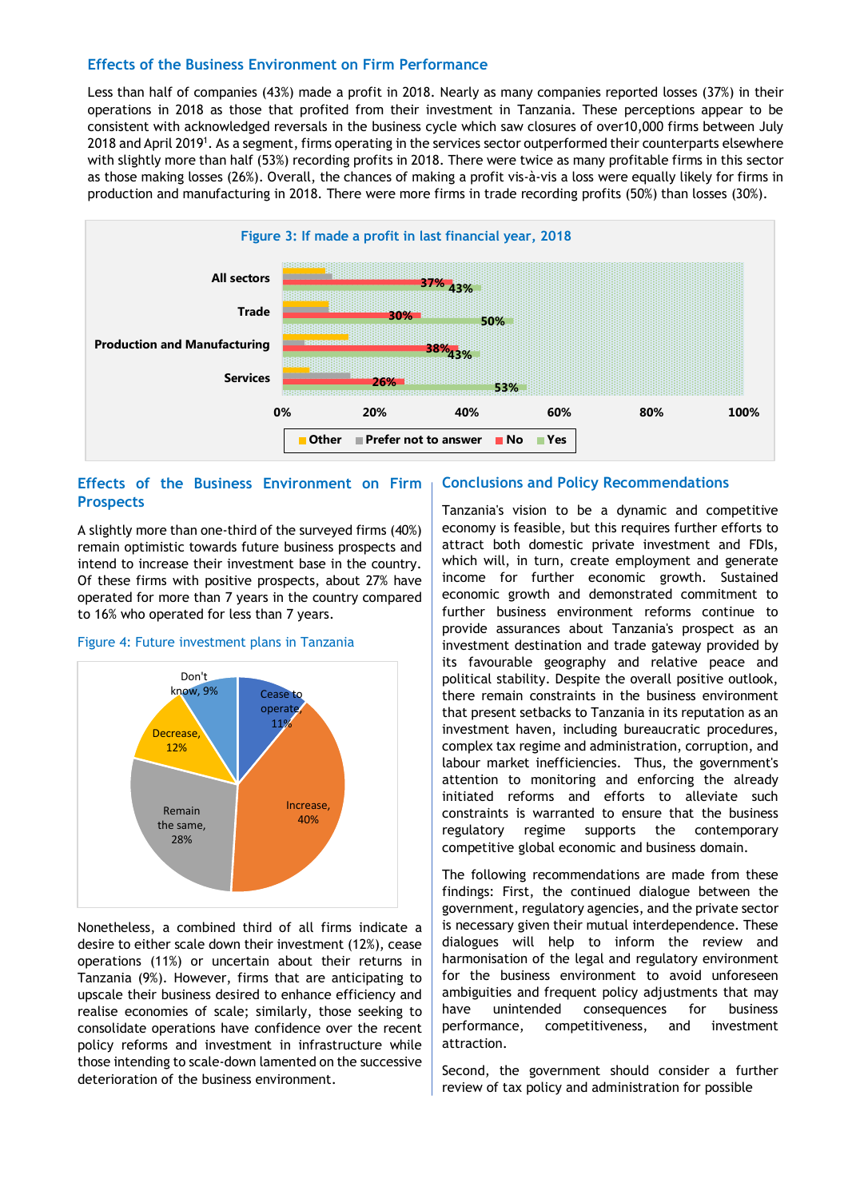## Effects of the Business Environment on Firm Performance

Less than half of companies (43%) made a profit in 2018. Nearly as many companies reported losses (37%) in their operations in 2018 as those that profited from their investment in Tanzania. These perceptions appear to be consistent with acknowledged reversals in the business cycle which saw closures of over10,000 firms between July 2018 and April 2019[1]. As a segment, firms operating in the services sector outperformed their counterparts elsewhere with slightly more than half (53%) recording profits in 2018. There were twice as many profitable firms in this sector as those making losses (26%). Overall, the chances of making a profit vis-à-vis a loss were equally likely for firms in production and manufacturing in 2018. There were more firms in trade recording profits (50%) than losses (30%).

Figure 3: If made a profit in last financial year, 2018

| Sector | No | Yes |
|---|---|---|
| All sectors | 37% | 43% |
| Trade | 30% | 50% |
| Production and Manufacturing | 38% | 43% |
| Services | 26% | 53% |

Legend: Other, Prefer not to answer, No, Yes

## Effects of the Business Environment on Firm Prospects

A slightly more than one-third of the surveyed firms (40%) remain optimistic towards future business prospects and intend to increase their investment base in the country. Of these firms with positive prospects, about 27% have operated for more than 7 years in the country compared to 16% who operated for less than 7 years.

Figure 4: Future investment plans in Tanzania

| Plan | Share |
|---|---|
| Cease to operate | 11% |
| Increase | 40% |
| Remain the same | 28% |
| Decrease | 12% |
| Don't know | 9% |

Nonetheless, a combined third of all firms indicate a desire to either scale down their investment (12%), cease operations (11%) or uncertain about their returns in Tanzania (9%). However, firms that are anticipating to upscale their business desired to enhance efficiency and realise economies of scale; similarly, those seeking to consolidate operations have confidence over the recent policy reforms and investment in infrastructure while those intending to scale-down lamented on the successive deterioration of the business environment.

## Conclusions and Policy Recommendations

Tanzania's vision to be a dynamic and competitive economy is feasible, but this requires further efforts to attract both domestic private investment and FDIs, which will, in turn, create employment and generate income for further economic growth. Sustained economic growth and demonstrated commitment to further business environment reforms continue to provide assurances about Tanzania's prospect as an investment destination and trade gateway provided by its favourable geography and relative peace and political stability. Despite the overall positive outlook, there remain constraints in the business environment that present setbacks to Tanzania in its reputation as an investment haven, including bureaucratic procedures, complex tax regime and administration, corruption, and labour market inefficiencies. Thus, the government's attention to monitoring and enforcing the already initiated reforms and efforts to alleviate such constraints is warranted to ensure that the business regulatory regime supports the contemporary competitive global economic and business domain.

The following recommendations are made from these findings: First, the continued dialogue between the government, regulatory agencies, and the private sector is necessary given their mutual interdependence. These dialogues will help to inform the review and harmonisation of the legal and regulatory environment for the business environment to avoid unforeseen ambiguities and frequent policy adjustments that may have unintended consequences for business performance, competitiveness, and investment attraction.

Second, the government should consider a further review of tax policy and administration for possible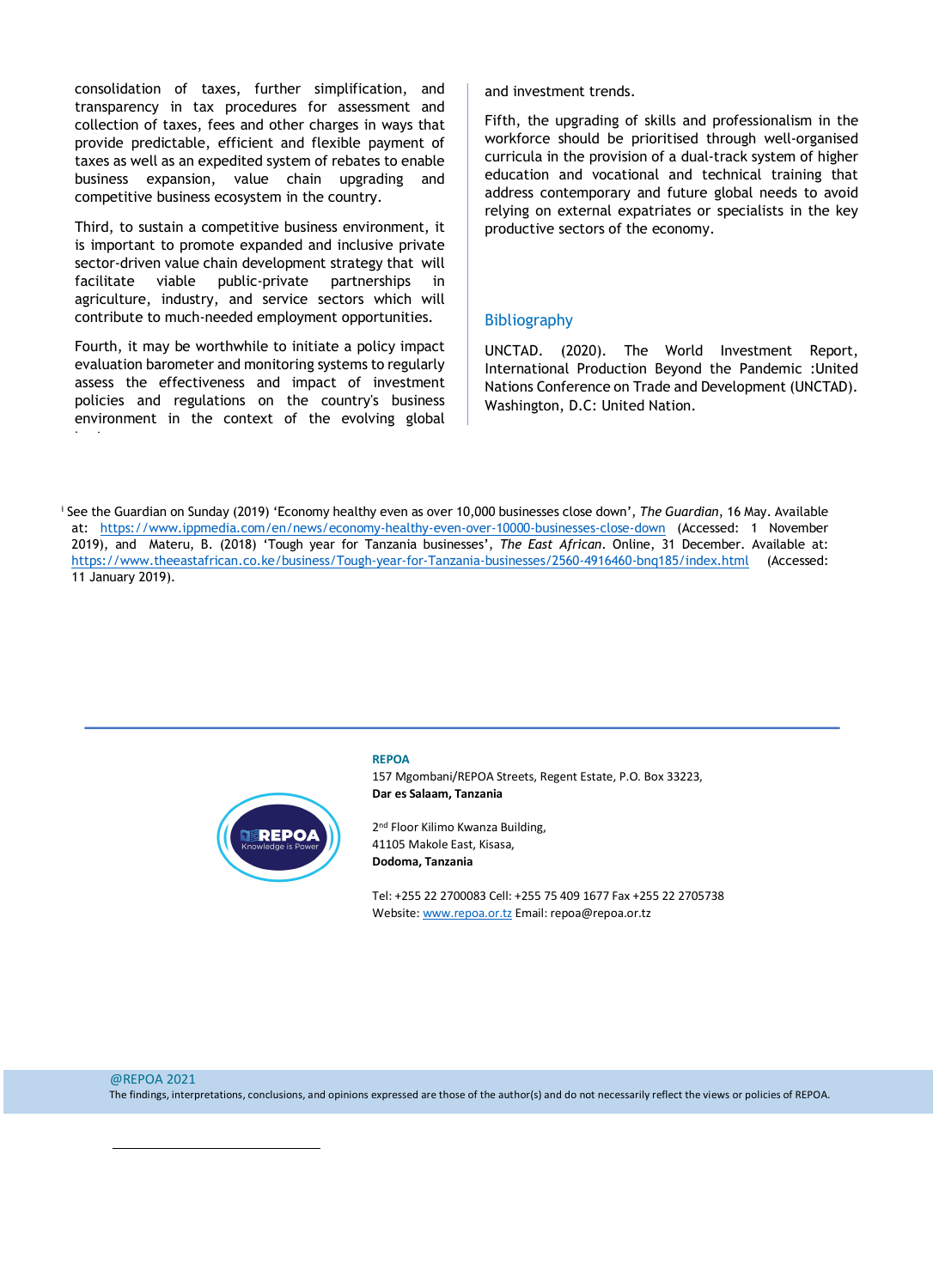consolidation of taxes, further simplification, and transparency in tax procedures for assessment and collection of taxes, fees and other charges in ways that provide predictable, efficient and flexible payment of taxes as well as an expedited system of rebates to enable business expansion, value chain upgrading and competitive business ecosystem in the country.

Third, to sustain a competitive business environment, it is important to promote expanded and inclusive private sector-driven value chain development strategy that will facilitate viable public-private partnerships in agriculture, industry, and service sectors which will contribute to much-needed employment opportunities.

Fourth, it may be worthwhile to initiate a policy impact evaluation barometer and monitoring systems to regularly assess the effectiveness and impact of investment policies and regulations on the country's business environment in the context of the evolving global and investment trends.

Fifth, the upgrading of skills and professionalism in the workforce should be prioritised through well-organised curricula in the provision of a dual-track system of higher education and vocational and technical training that address contemporary and future global needs to avoid relying on external expatriates or specialists in the key productive sectors of the economy.

## Bibliography

UNCTAD. (2020). The World Investment Report, International Production Beyond the Pandemic :United Nations Conference on Trade and Development (UNCTAD). Washington, D.C: United Nation.

[i] See the Guardian on Sunday (2019) 'Economy healthy even as over 10,000 businesses close down', *The Guardian*, 16 May. Available at: https://www.ippmedia.com/en/news/economy-healthy-even-over-10000-businesses-close-down (Accessed: 1 November 2019), and Materu, B. (2018) 'Tough year for Tanzania businesses', *The East African*. Online, 31 December. Available at: https://www.theeastafrican.co.ke/business/Tough-year-for-Tanzania-businesses/2560-4916460-bnq185/index.html (Accessed: 11 January 2019).

REPOA
Knowledge is Power

**REPOA**
157 Mgombani/REPOA Streets, Regent Estate, P.O. Box 33223,
**Dar es Salaam, Tanzania**

2nd Floor Kilimo Kwanza Building,
41105 Makole East, Kisasa,
**Dodoma, Tanzania**

Tel: +255 22 2700083 Cell: +255 75 409 1677 Fax +255 22 2705738
Website: www.repoa.or.tz Email: repoa@repoa.or.tz

@REPOA 2021
The findings, interpretations, conclusions, and opinions expressed are those of the author(s) and do not necessarily reflect the views or policies of REPOA.